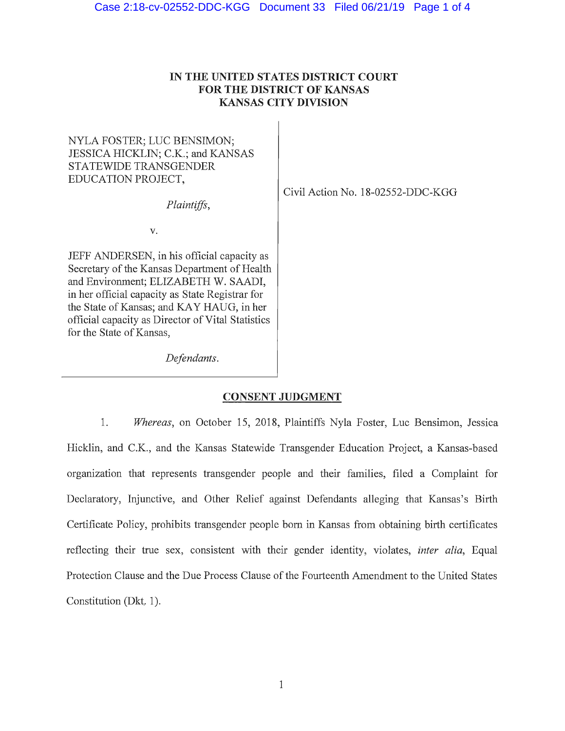# IN THE UNITED STATES DISTRICT COURT
# FOR THE DISTRICT OF KANSAS
# KANSAS CITY DIVISION

| | |
|---|---|
| NYLA FOSTER; LUC BENSIMON; JESSICA HICKLIN; C.K.; and KANSAS STATEWIDE TRANSGENDER EDUCATION PROJECT,<br><br>*Plaintiffs*,<br><br>v.<br><br>JEFF ANDERSEN, in his official capacity as Secretary of the Kansas Department of Health and Environment; ELIZABETH W. SAADI, in her official capacity as State Registrar for the State of Kansas; and KAY HAUG, in her official capacity as Director of Vital Statistics for the State of Kansas,<br><br>*Defendants*. | Civil Action No. 18-02552-DDC-KGG |

## CONSENT JUDGMENT

1. *Whereas*, on October 15, 2018, Plaintiffs Nyla Foster, Luc Bensimon, Jessica Hicklin, and C.K., and the Kansas Statewide Transgender Education Project, a Kansas-based organization that represents transgender people and their families, filed a Complaint for Declaratory, Injunctive, and Other Relief against Defendants alleging that Kansas's Birth Certificate Policy, prohibits transgender people born in Kansas from obtaining birth certificates reflecting their true sex, consistent with their gender identity, violates, *inter alia*, Equal Protection Clause and the Due Process Clause of the Fourteenth Amendment to the United States Constitution (Dkt. 1).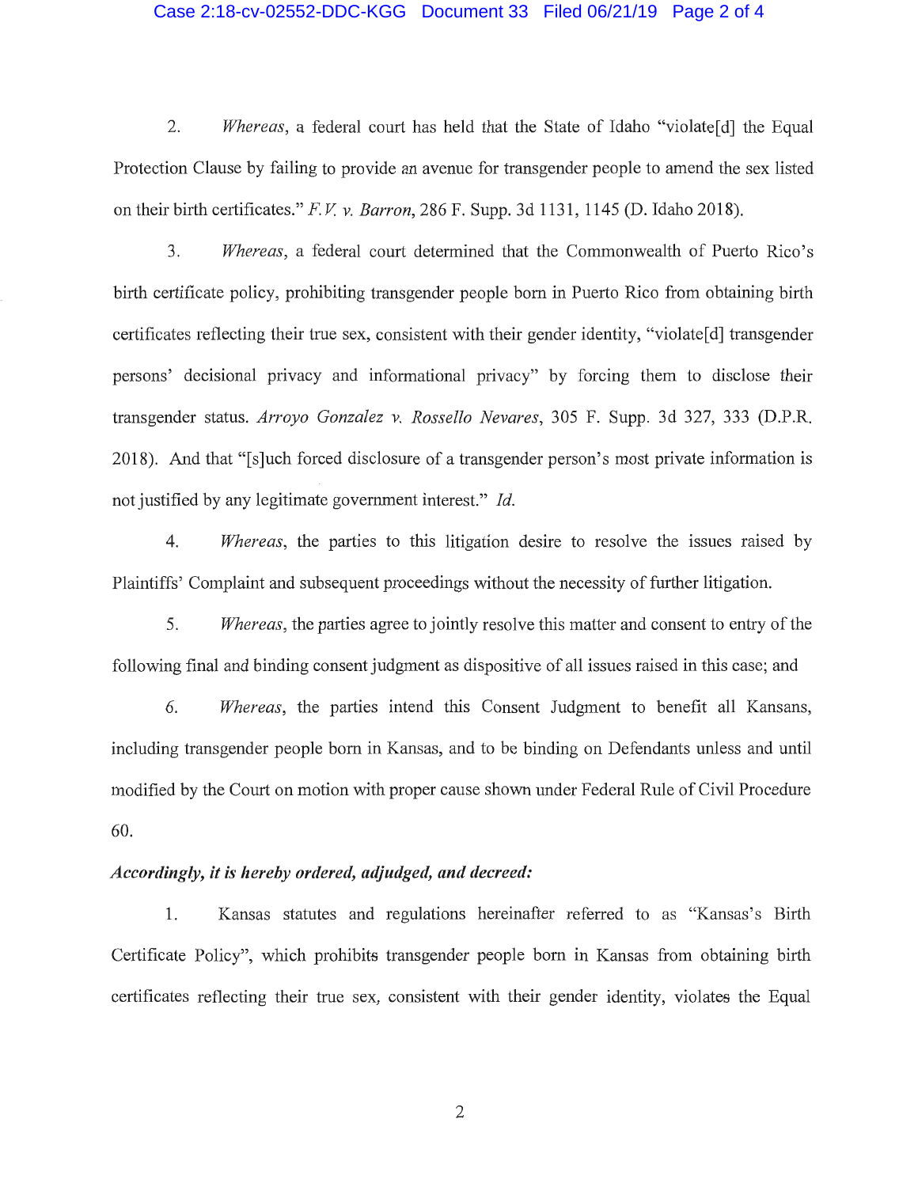2. *Whereas*, a federal court has held that the State of Idaho "violate[d] the Equal Protection Clause by failing to provide an avenue for transgender people to amend the sex listed on their birth certificates." *F.V. v. Barron*, 286 F. Supp. 3d 1131, 1145 (D. Idaho 2018).

3. *Whereas*, a federal court determined that the Commonwealth of Puerto Rico's birth certificate policy, prohibiting transgender people born in Puerto Rico from obtaining birth certificates reflecting their true sex, consistent with their gender identity, "violate[d] transgender persons' decisional privacy and informational privacy" by forcing them to disclose their transgender status. *Arroyo Gonzalez v. Rossello Nevares*, 305 F. Supp. 3d 327, 333 (D.P.R. 2018). And that "[s]uch forced disclosure of a transgender person's most private information is not justified by any legitimate government interest." *Id.*

4. *Whereas*, the parties to this litigation desire to resolve the issues raised by Plaintiffs' Complaint and subsequent proceedings without the necessity of further litigation.

5. *Whereas*, the parties agree to jointly resolve this matter and consent to entry of the following final and binding consent judgment as dispositive of all issues raised in this case; and

6. *Whereas*, the parties intend this Consent Judgment to benefit all Kansans, including transgender people born in Kansas, and to be binding on Defendants unless and until modified by the Court on motion with proper cause shown under Federal Rule of Civil Procedure 60.

***Accordingly, it is hereby ordered, adjudged, and decreed:***

1. Kansas statutes and regulations hereinafter referred to as "Kansas's Birth Certificate Policy", which prohibits transgender people born in Kansas from obtaining birth certificates reflecting their true sex, consistent with their gender identity, violates the Equal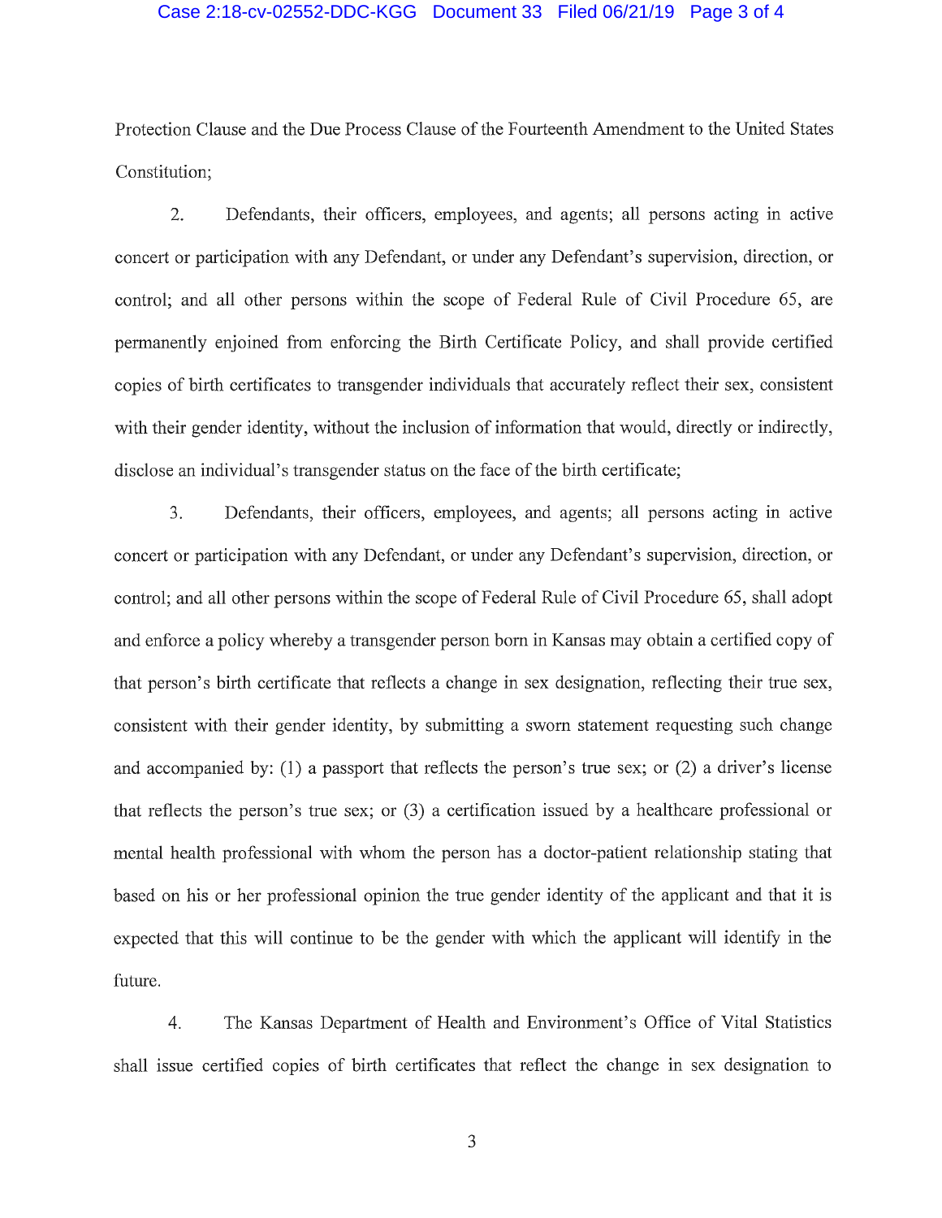Protection Clause and the Due Process Clause of the Fourteenth Amendment to the United States Constitution;

2. Defendants, their officers, employees, and agents; all persons acting in active concert or participation with any Defendant, or under any Defendant's supervision, direction, or control; and all other persons within the scope of Federal Rule of Civil Procedure 65, are permanently enjoined from enforcing the Birth Certificate Policy, and shall provide certified copies of birth certificates to transgender individuals that accurately reflect their sex, consistent with their gender identity, without the inclusion of information that would, directly or indirectly, disclose an individual's transgender status on the face of the birth certificate;

3. Defendants, their officers, employees, and agents; all persons acting in active concert or participation with any Defendant, or under any Defendant's supervision, direction, or control; and all other persons within the scope of Federal Rule of Civil Procedure 65, shall adopt and enforce a policy whereby a transgender person born in Kansas may obtain a certified copy of that person's birth certificate that reflects a change in sex designation, reflecting their true sex, consistent with their gender identity, by submitting a sworn statement requesting such change and accompanied by: (1) a passport that reflects the person's true sex; or (2) a driver's license that reflects the person's true sex; or (3) a certification issued by a healthcare professional or mental health professional with whom the person has a doctor-patient relationship stating that based on his or her professional opinion the true gender identity of the applicant and that it is expected that this will continue to be the gender with which the applicant will identify in the future.

4. The Kansas Department of Health and Environment's Office of Vital Statistics shall issue certified copies of birth certificates that reflect the change in sex designation to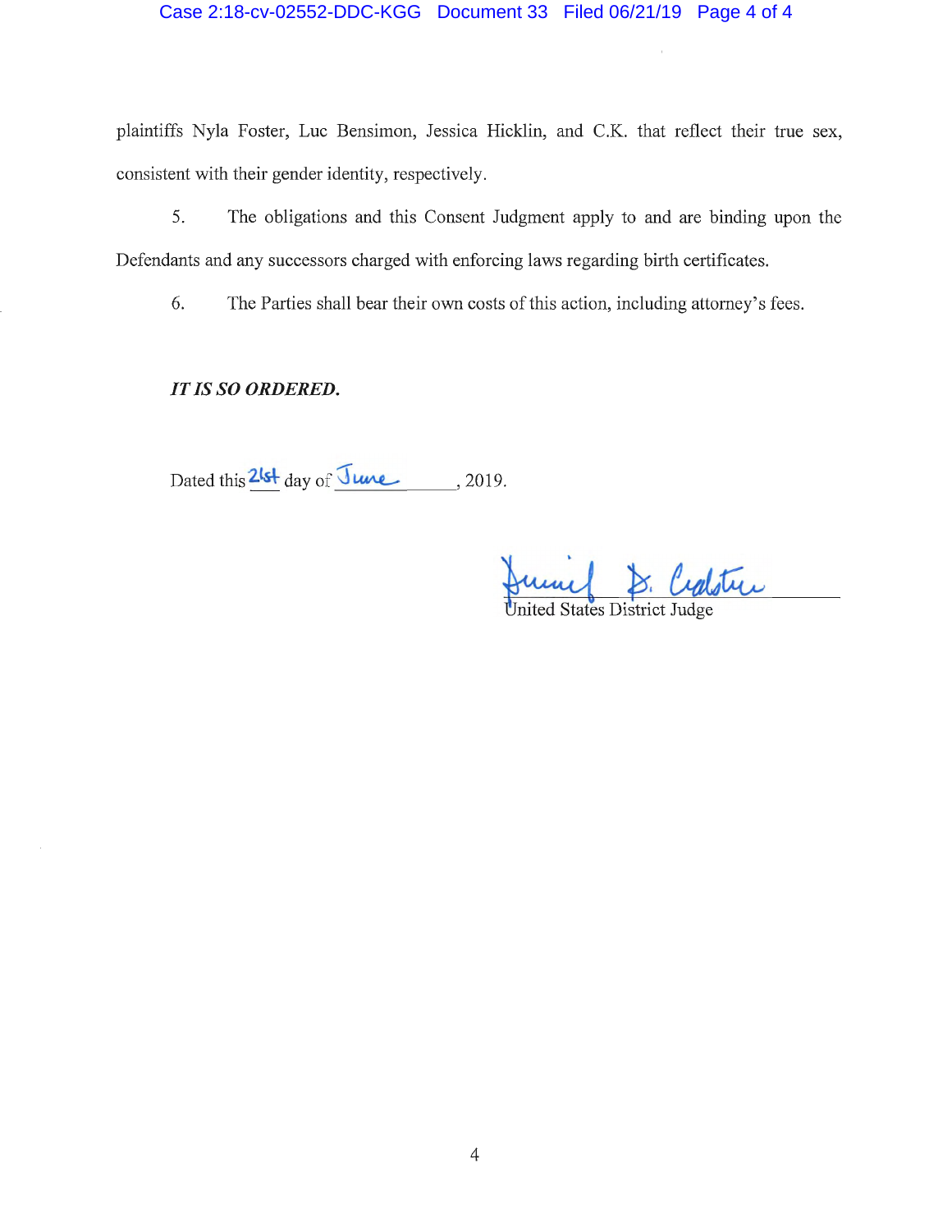plaintiffs Nyla Foster, Luc Bensimon, Jessica Hicklin, and C.K. that reflect their true sex, consistent with their gender identity, respectively.

5. The obligations and this Consent Judgment apply to and are binding upon the Defendants and any successors charged with enforcing laws regarding birth certificates.

6. The Parties shall bear their own costs of this action, including attorney's fees.

***IT IS SO ORDERED.***

Dated this 21st day of June, 2019.

Daniel D. Crabtree
United States District Judge